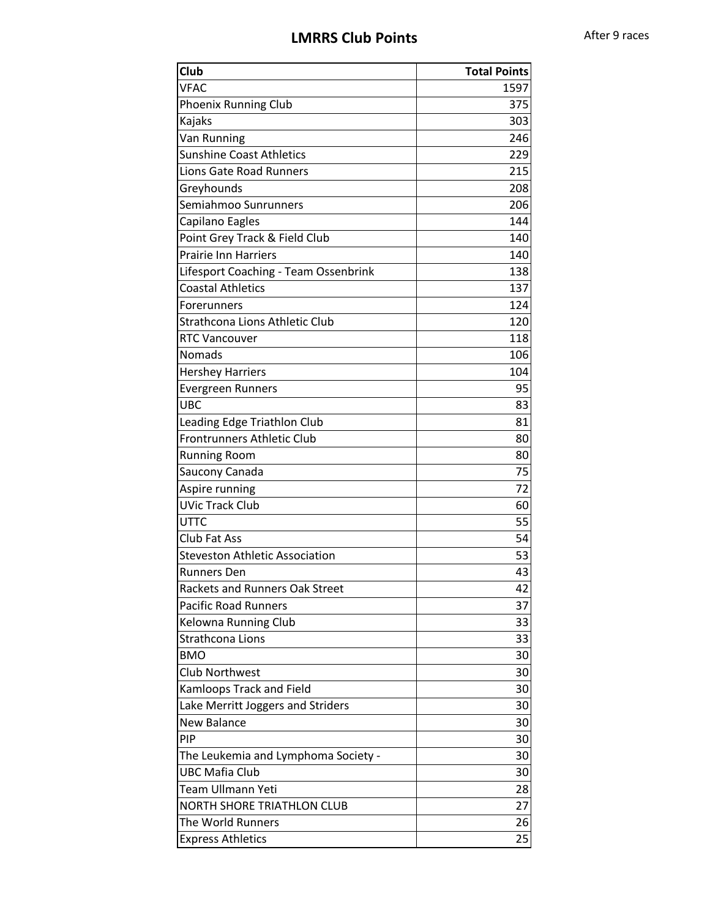# LMRRS Club Points

After 9 races

| Club | Total Points |
|---|---:|
| VFAC | 1597 |
| Phoenix Running Club | 375 |
| Kajaks | 303 |
| Van Running | 246 |
| Sunshine Coast Athletics | 229 |
| Lions Gate Road Runners | 215 |
| Greyhounds | 208 |
| Semiahmoo Sunrunners | 206 |
| Capilano Eagles | 144 |
| Point Grey Track & Field Club | 140 |
| Prairie Inn Harriers | 140 |
| Lifesport Coaching - Team Ossenbrink | 138 |
| Coastal Athletics | 137 |
| Forerunners | 124 |
| Strathcona Lions Athletic Club | 120 |
| RTC Vancouver | 118 |
| Nomads | 106 |
| Hershey Harriers | 104 |
| Evergreen Runners | 95 |
| UBC | 83 |
| Leading Edge Triathlon Club | 81 |
| Frontrunners Athletic Club | 80 |
| Running Room | 80 |
| Saucony Canada | 75 |
| Aspire running | 72 |
| UVic Track Club | 60 |
| UTTC | 55 |
| Club Fat Ass | 54 |
| Steveston Athletic Association | 53 |
| Runners Den | 43 |
| Rackets and Runners Oak Street | 42 |
| Pacific Road Runners | 37 |
| Kelowna Running Club | 33 |
| Strathcona Lions | 33 |
| BMO | 30 |
| Club Northwest | 30 |
| Kamloops Track and Field | 30 |
| Lake Merritt Joggers and Striders | 30 |
| New Balance | 30 |
| PIP | 30 |
| The Leukemia and Lymphoma Society - | 30 |
| UBC Mafia Club | 30 |
| Team Ullmann Yeti | 28 |
| NORTH SHORE TRIATHLON CLUB | 27 |
| The World Runners | 26 |
| Express Athletics | 25 |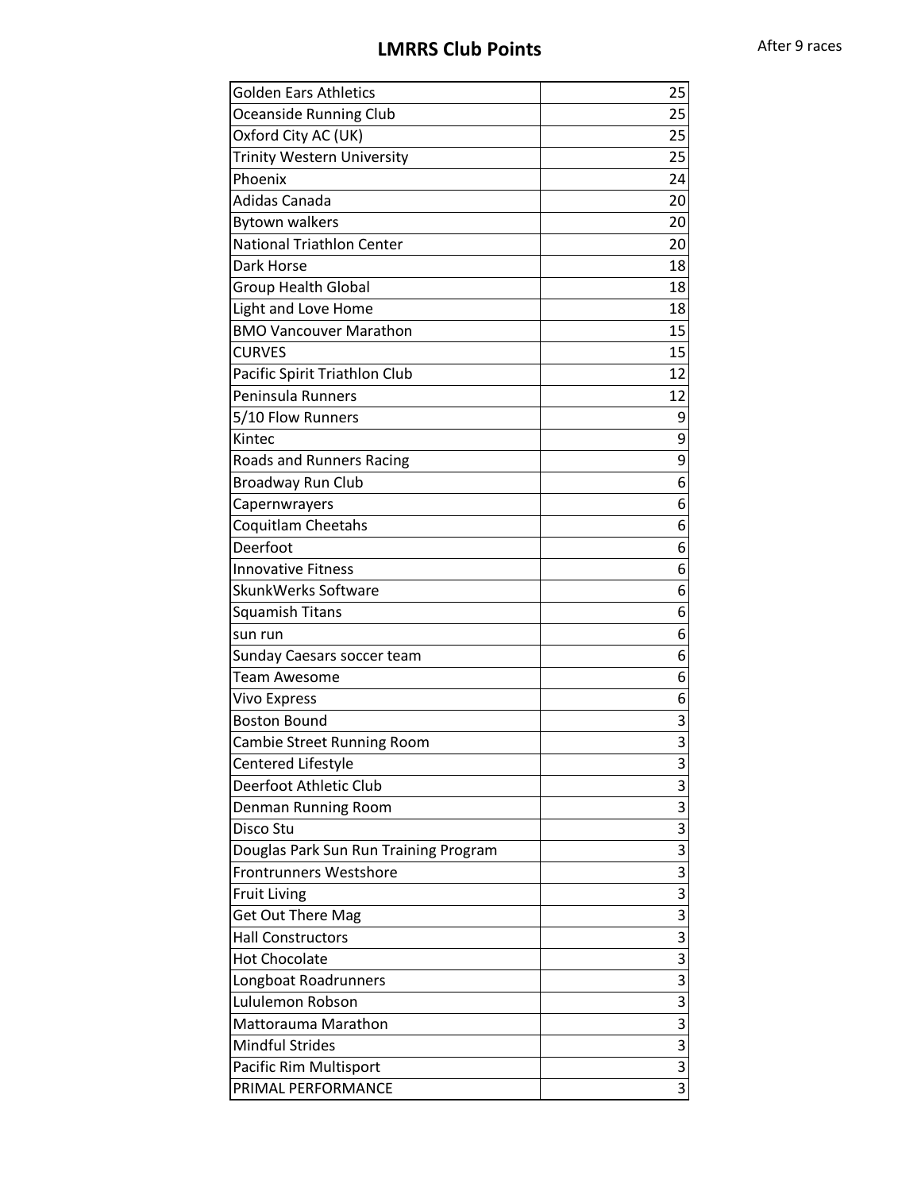# LMRRS Club Points

After 9 races

| Club | Points |
|---|---|
| Golden Ears Athletics | 25 |
| Oceanside Running Club | 25 |
| Oxford City AC (UK) | 25 |
| Trinity Western University | 25 |
| Phoenix | 24 |
| Adidas Canada | 20 |
| Bytown walkers | 20 |
| National Triathlon Center | 20 |
| Dark Horse | 18 |
| Group Health Global | 18 |
| Light and Love Home | 18 |
| BMO Vancouver Marathon | 15 |
| CURVES | 15 |
| Pacific Spirit Triathlon Club | 12 |
| Peninsula Runners | 12 |
| 5/10 Flow Runners | 9 |
| Kintec | 9 |
| Roads and Runners Racing | 9 |
| Broadway Run Club | 6 |
| Capernwrayers | 6 |
| Coquitlam Cheetahs | 6 |
| Deerfoot | 6 |
| Innovative Fitness | 6 |
| SkunkWerks Software | 6 |
| Squamish Titans | 6 |
| sun run | 6 |
| Sunday Caesars soccer team | 6 |
| Team Awesome | 6 |
| Vivo Express | 6 |
| Boston Bound | 3 |
| Cambie Street Running Room | 3 |
| Centered Lifestyle | 3 |
| Deerfoot Athletic Club | 3 |
| Denman Running Room | 3 |
| Disco Stu | 3 |
| Douglas Park Sun Run Training Program | 3 |
| Frontrunners Westshore | 3 |
| Fruit Living | 3 |
| Get Out There Mag | 3 |
| Hall Constructors | 3 |
| Hot Chocolate | 3 |
| Longboat Roadrunners | 3 |
| Lululemon Robson | 3 |
| Mattorauma Marathon | 3 |
| Mindful Strides | 3 |
| Pacific Rim Multisport | 3 |
| PRIMAL PERFORMANCE | 3 |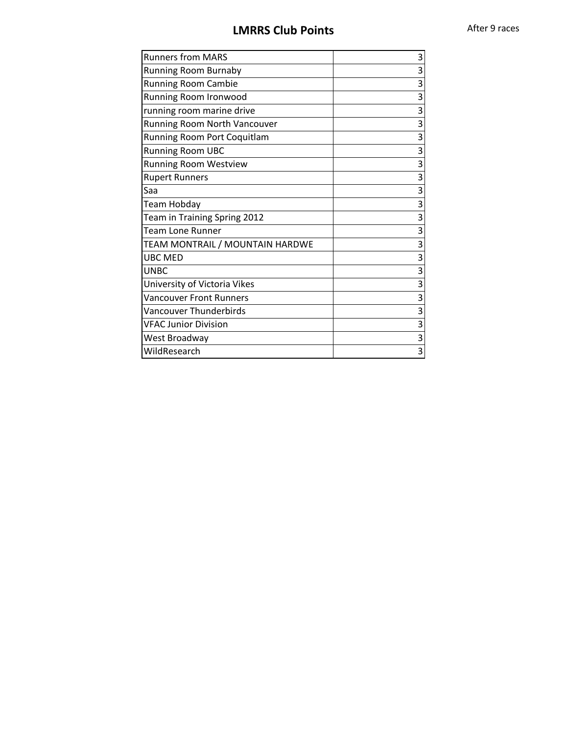## LMRRS Club Points

After 9 races

| | |
|---|---|
| Runners from MARS | 3 |
| Running Room Burnaby | 3 |
| Running Room Cambie | 3 |
| Running Room Ironwood | 3 |
| running room marine drive | 3 |
| Running Room North Vancouver | 3 |
| Running Room Port Coquitlam | 3 |
| Running Room UBC | 3 |
| Running Room Westview | 3 |
| Rupert Runners | 3 |
| Saa | 3 |
| Team Hobday | 3 |
| Team in Training Spring 2012 | 3 |
| Team Lone Runner | 3 |
| TEAM MONTRAIL / MOUNTAIN HARDWE | 3 |
| UBC MED | 3 |
| UNBC | 3 |
| University of Victoria Vikes | 3 |
| Vancouver Front Runners | 3 |
| Vancouver Thunderbirds | 3 |
| VFAC Junior Division | 3 |
| West Broadway | 3 |
| WildResearch | 3 |